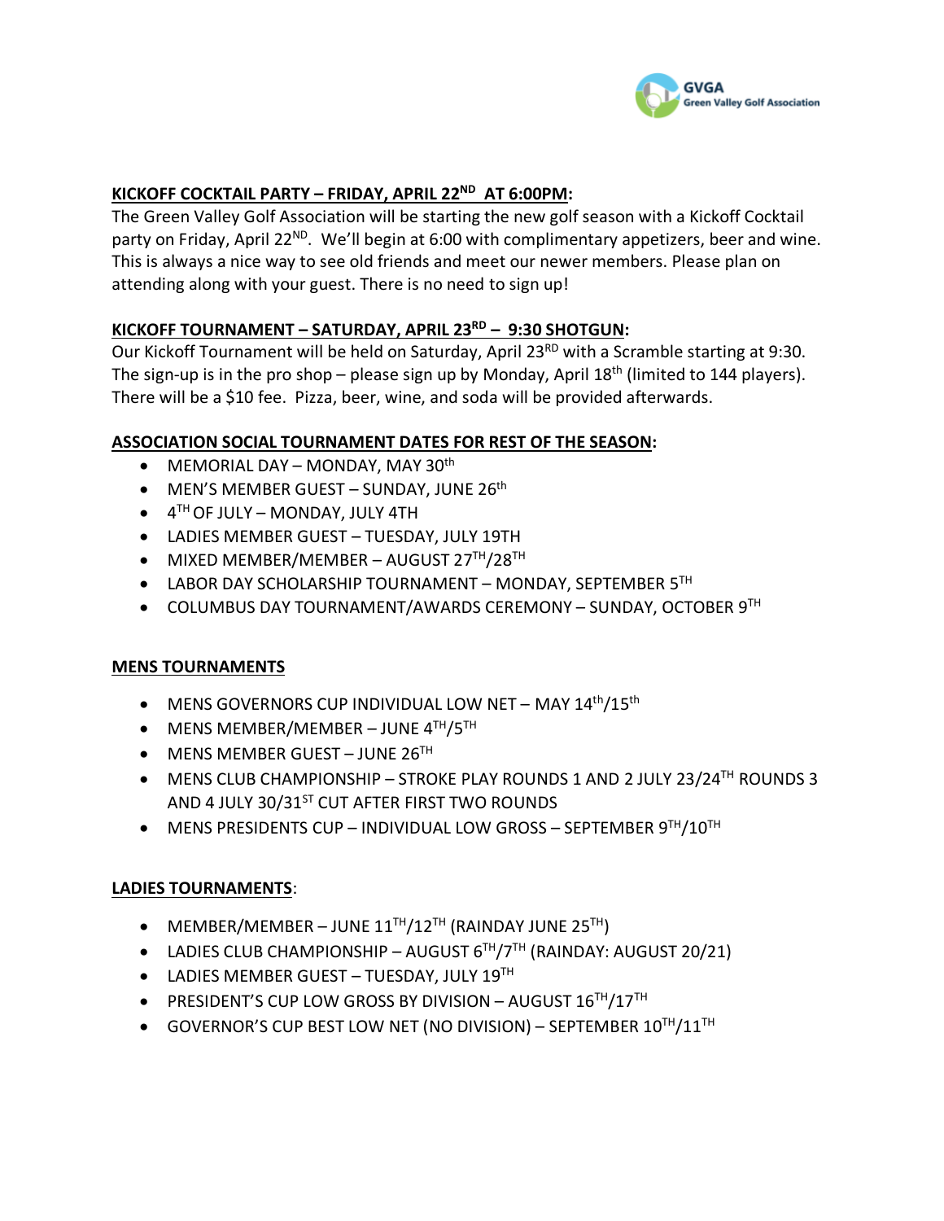## KICKOFF COCKTAIL PARTY – FRIDAY, APRIL 22ND AT 6:00PM:

The Green Valley Golf Association will be starting the new golf season with a Kickoff Cocktail party on Friday, April 22ND. We'll begin at 6:00 with complimentary appetizers, beer and wine. This is always a nice way to see old friends and meet our newer members. Please plan on attending along with your guest. There is no need to sign up!

## KICKOFF TOURNAMENT – SATURDAY, APRIL 23RD – 9:30 SHOTGUN:

Our Kickoff Tournament will be held on Saturday, April 23RD with a Scramble starting at 9:30. The sign-up is in the pro shop – please sign up by Monday, April 18th (limited to 144 players). There will be a $10 fee. Pizza, beer, wine, and soda will be provided afterwards.

## ASSOCIATION SOCIAL TOURNAMENT DATES FOR REST OF THE SEASON:

- MEMORIAL DAY – MONDAY, MAY 30th
- MEN'S MEMBER GUEST – SUNDAY, JUNE 26th
- 4TH OF JULY – MONDAY, JULY 4TH
- LADIES MEMBER GUEST – TUESDAY, JULY 19TH
- MIXED MEMBER/MEMBER – AUGUST 27TH/28TH
- LABOR DAY SCHOLARSHIP TOURNAMENT – MONDAY, SEPTEMBER 5TH
- COLUMBUS DAY TOURNAMENT/AWARDS CEREMONY – SUNDAY, OCTOBER 9TH

## MENS TOURNAMENTS

- MENS GOVERNORS CUP INDIVIDUAL LOW NET – MAY 14th/15th
- MENS MEMBER/MEMBER – JUNE 4TH/5TH
- MENS MEMBER GUEST – JUNE 26TH
- MENS CLUB CHAMPIONSHIP – STROKE PLAY ROUNDS 1 AND 2 JULY 23/24TH ROUNDS 3 AND 4 JULY 30/31ST CUT AFTER FIRST TWO ROUNDS
- MENS PRESIDENTS CUP – INDIVIDUAL LOW GROSS – SEPTEMBER 9TH/10TH

## LADIES TOURNAMENTS:

- MEMBER/MEMBER – JUNE 11TH/12TH (RAINDAY JUNE 25TH)
- LADIES CLUB CHAMPIONSHIP – AUGUST 6TH/7TH (RAINDAY: AUGUST 20/21)
- LADIES MEMBER GUEST – TUESDAY, JULY 19TH
- PRESIDENT'S CUP LOW GROSS BY DIVISION – AUGUST 16TH/17TH
- GOVERNOR'S CUP BEST LOW NET (NO DIVISION) – SEPTEMBER 10TH/11TH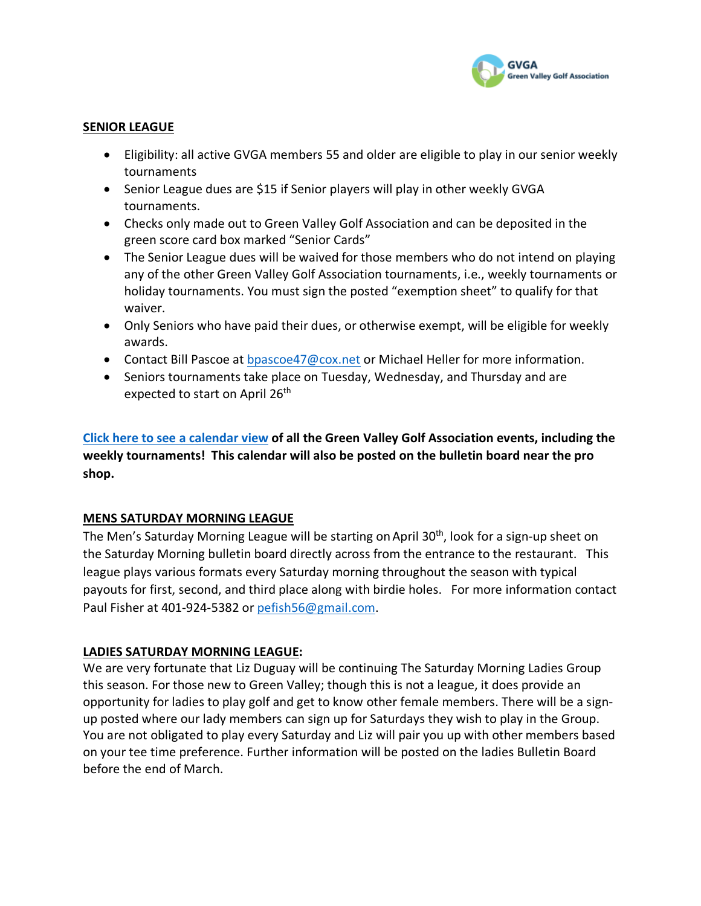## SENIOR LEAGUE

- Eligibility: all active GVGA members 55 and older are eligible to play in our senior weekly tournaments
- Senior League dues are $15 if Senior players will play in other weekly GVGA tournaments.
- Checks only made out to Green Valley Golf Association and can be deposited in the green score card box marked "Senior Cards"
- The Senior League dues will be waived for those members who do not intend on playing any of the other Green Valley Golf Association tournaments, i.e., weekly tournaments or holiday tournaments. You must sign the posted "exemption sheet" to qualify for that waiver.
- Only Seniors who have paid their dues, or otherwise exempt, will be eligible for weekly awards.
- Contact Bill Pascoe at bpascoe47@cox.net or Michael Heller for more information.
- Seniors tournaments take place on Tuesday, Wednesday, and Thursday and are expected to start on April 26th

**Click here to see a calendar view of all the Green Valley Golf Association events, including the weekly tournaments! This calendar will also be posted on the bulletin board near the pro shop.**

## MENS SATURDAY MORNING LEAGUE

The Men's Saturday Morning League will be starting on April 30th, look for a sign-up sheet on the Saturday Morning bulletin board directly across from the entrance to the restaurant. This league plays various formats every Saturday morning throughout the season with typical payouts for first, second, and third place along with birdie holes. For more information contact Paul Fisher at 401-924-5382 or pefish56@gmail.com.

## LADIES SATURDAY MORNING LEAGUE:

We are very fortunate that Liz Duguay will be continuing The Saturday Morning Ladies Group this season. For those new to Green Valley; though this is not a league, it does provide an opportunity for ladies to play golf and get to know other female members. There will be a sign-up posted where our lady members can sign up for Saturdays they wish to play in the Group. You are not obligated to play every Saturday and Liz will pair you up with other members based on your tee time preference. Further information will be posted on the ladies Bulletin Board before the end of March.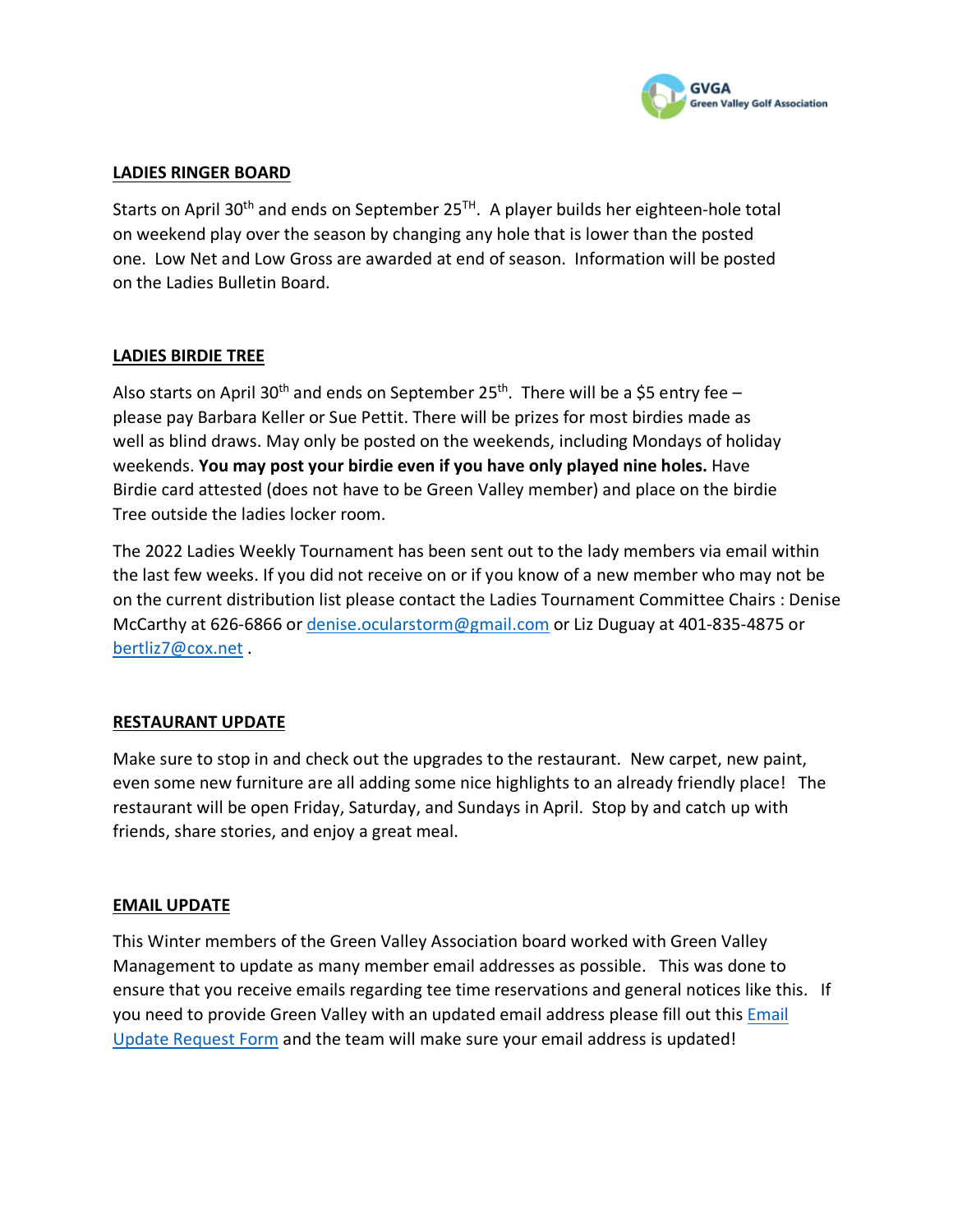## LADIES RINGER BOARD

Starts on April 30th and ends on September 25TH. A player builds her eighteen-hole total on weekend play over the season by changing any hole that is lower than the posted one. Low Net and Low Gross are awarded at end of season. Information will be posted on the Ladies Bulletin Board.

## LADIES BIRDIE TREE

Also starts on April 30th and ends on September 25th. There will be a $5 entry fee – please pay Barbara Keller or Sue Pettit. There will be prizes for most birdies made as well as blind draws. May only be posted on the weekends, including Mondays of holiday weekends. **You may post your birdie even if you have only played nine holes.** Have Birdie card attested (does not have to be Green Valley member) and place on the birdie Tree outside the ladies locker room.

The 2022 Ladies Weekly Tournament has been sent out to the lady members via email within the last few weeks. If you did not receive on or if you know of a new member who may not be on the current distribution list please contact the Ladies Tournament Committee Chairs : Denise McCarthy at 626-6866 or denise.ocularstorm@gmail.com or Liz Duguay at 401-835-4875 or bertliz7@cox.net .

## RESTAURANT UPDATE

Make sure to stop in and check out the upgrades to the restaurant. New carpet, new paint, even some new furniture are all adding some nice highlights to an already friendly place! The restaurant will be open Friday, Saturday, and Sundays in April. Stop by and catch up with friends, share stories, and enjoy a great meal.

## EMAIL UPDATE

This Winter members of the Green Valley Association board worked with Green Valley Management to update as many member email addresses as possible. This was done to ensure that you receive emails regarding tee time reservations and general notices like this. If you need to provide Green Valley with an updated email address please fill out this Email Update Request Form and the team will make sure your email address is updated!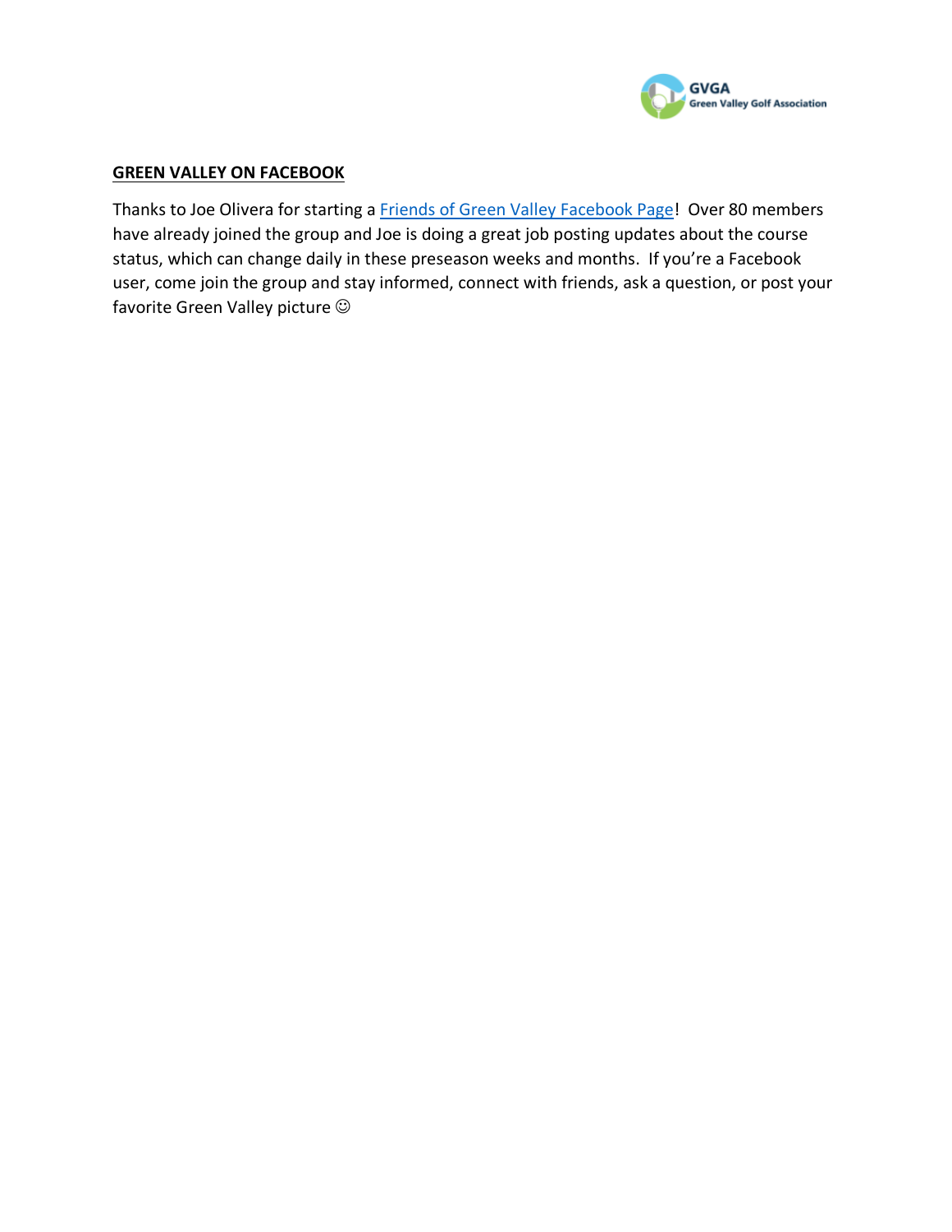## GREEN VALLEY ON FACEBOOK

Thanks to Joe Olivera for starting a Friends of Green Valley Facebook Page! Over 80 members have already joined the group and Joe is doing a great job posting updates about the course status, which can change daily in these preseason weeks and months. If you're a Facebook user, come join the group and stay informed, connect with friends, ask a question, or post your favorite Green Valley picture ☺